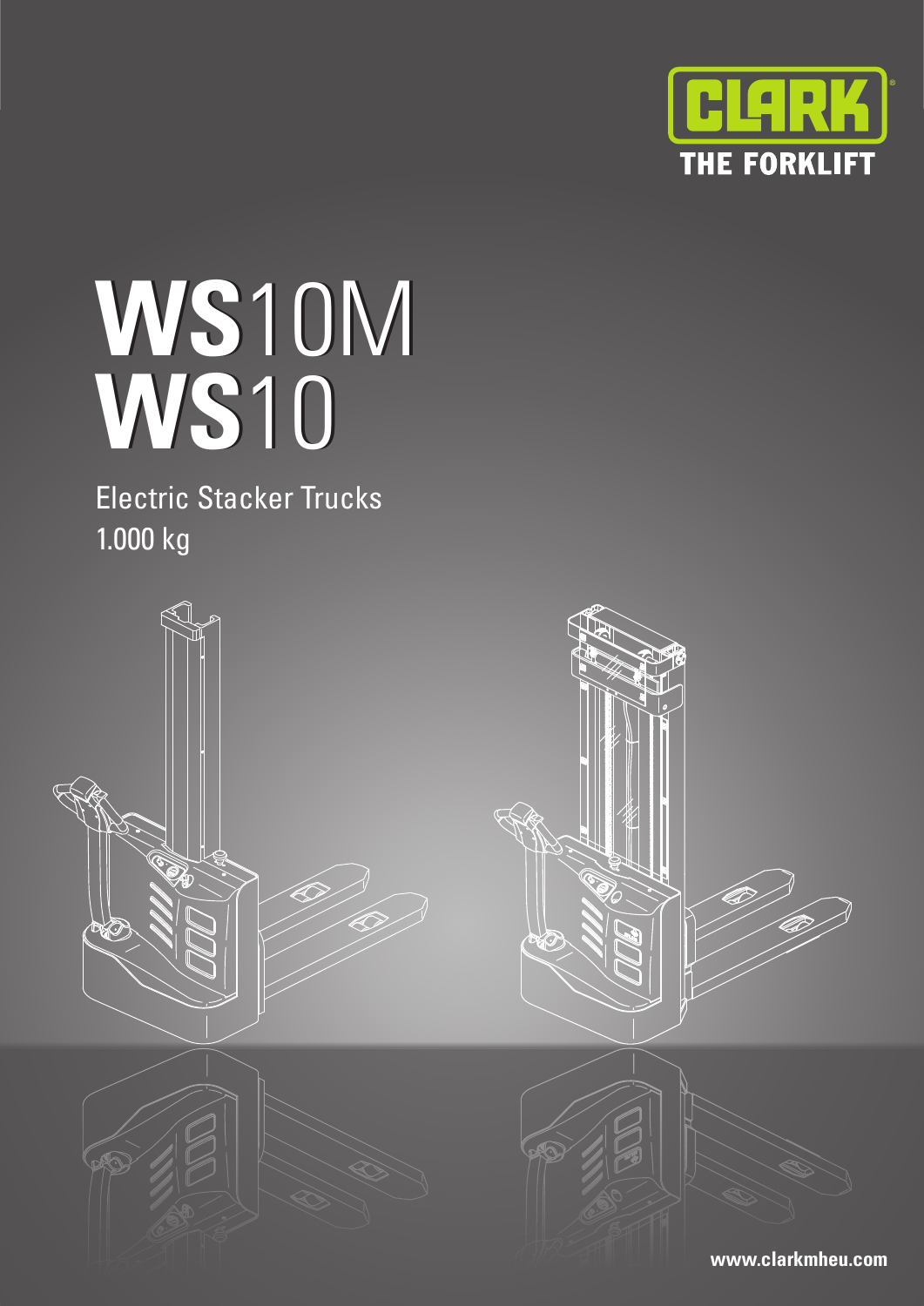CLARK

THE FORKLIFT

# WS10M
# WS10

## Electric Stacker Trucks
## 1.000 kg

www.clarkmheu.com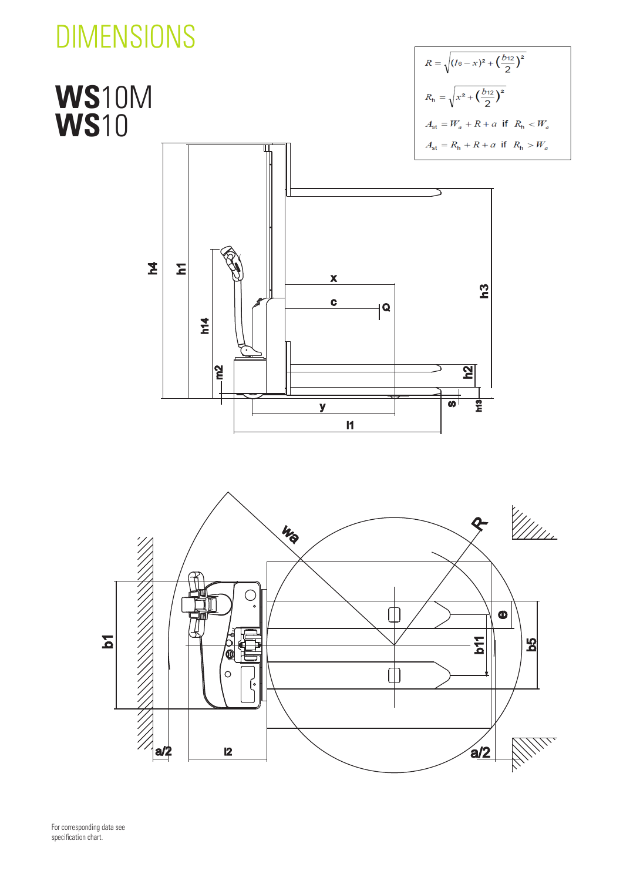# DIMENSIONS

## **WS**10M
## **WS**10

$$R = \sqrt{(l_6 - x)^2 + \left(\frac{b_{12}}{2}\right)^2}$$

$$R_h = \sqrt{x^2 + \left(\frac{b_{12}}{2}\right)^2}$$

$$A_{st} = W_a + R + a \text{ if } R_h < W_a$$

$$A_{st} = R_h + R + a \text{ if } R_h > W_a$$

For corresponding data see specification chart.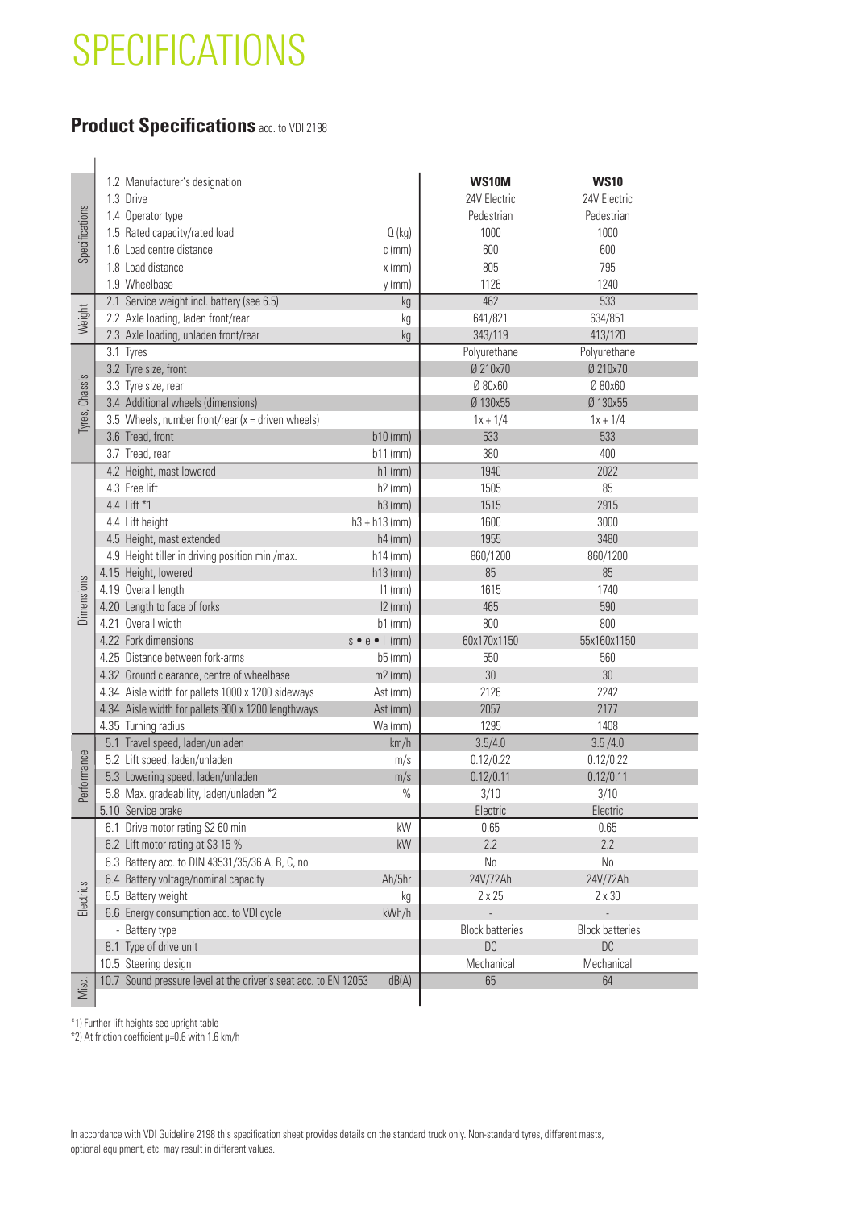# SPECIFICATIONS

## Product Specifications acc. to VDI 2198

| Category | Item | Unit | WS10M | WS10 |
|---|---|---|---|---|
| Specifications | 1.2 Manufacturer's designation | | **WS10M** | **WS10** |
| | 1.3 Drive | | 24V Electric | 24V Electric |
| | 1.4 Operator type | | Pedestrian | Pedestrian |
| | 1.5 Rated capacity/rated load | Q (kg) | 1000 | 1000 |
| | 1.6 Load centre distance | c (mm) | 600 | 600 |
| | 1.8 Load distance | x (mm) | 805 | 795 |
| | 1.9 Wheelbase | y (mm) | 1126 | 1240 |
| Weight | 2.1 Service weight incl. battery (see 6.5) | kg | 462 | 533 |
| | 2.2 Axle loading, laden front/rear | kg | 641/821 | 634/851 |
| | 2.3 Axle loading, unladen front/rear | kg | 343/119 | 413/120 |
| Tyres, Chassis | 3.1 Tyres | | Polyurethane | Polyurethane |
| | 3.2 Tyre size, front | | Ø 210x70 | Ø 210x70 |
| | 3.3 Tyre size, rear | | Ø 80x60 | Ø 80x60 |
| | 3.4 Additional wheels (dimensions) | | Ø 130x55 | Ø 130x55 |
| | 3.5 Wheels, number front/rear (x = driven wheels) | | 1x + 1/4 | 1x + 1/4 |
| | 3.6 Tread, front | b10 (mm) | 533 | 533 |
| | 3.7 Tread, rear | b11 (mm) | 380 | 400 |
| Dimensions | 4.2 Height, mast lowered | h1 (mm) | 1940 | 2022 |
| | 4.3 Free lift | h2 (mm) | 1505 | 85 |
| | 4.4 Lift *1 | h3 (mm) | 1515 | 2915 |
| | 4.4 Lift height | h3 + h13 (mm) | 1600 | 3000 |
| | 4.5 Height, mast extended | h4 (mm) | 1955 | 3480 |
| | 4.9 Height tiller in driving position min./max. | h14 (mm) | 860/1200 | 860/1200 |
| | 4.15 Height, lowered | h13 (mm) | 85 | 85 |
| | 4.19 Overall length | l1 (mm) | 1615 | 1740 |
| | 4.20 Length to face of forks | l2 (mm) | 465 | 590 |
| | 4.21 Overall width | b1 (mm) | 800 | 800 |
| | 4.22 Fork dimensions | s • e • l (mm) | 60x170x1150 | 55x160x1150 |
| | 4.25 Distance between fork-arms | b5 (mm) | 550 | 560 |
| | 4.32 Ground clearance, centre of wheelbase | m2 (mm) | 30 | 30 |
| | 4.34 Aisle width for pallets 1000 x 1200 sideways | Ast (mm) | 2126 | 2242 |
| | 4.34 Aisle width for pallets 800 x 1200 lengthways | Ast (mm) | 2057 | 2177 |
| | 4.35 Turning radius | Wa (mm) | 1295 | 1408 |
| Performance | 5.1 Travel speed, laden/unladen | km/h | 3.5/4.0 | 3.5 /4.0 |
| | 5.2 Lift speed, laden/unladen | m/s | 0.12/0.22 | 0.12/0.22 |
| | 5.3 Lowering speed, laden/unladen | m/s | 0.12/0.11 | 0.12/0.11 |
| | 5.8 Max. gradeability, laden/unladen *2 | % | 3/10 | 3/10 |
| | 5.10 Service brake | | Electric | Electric |
| Electrics | 6.1 Drive motor rating S2 60 min | kW | 0.65 | 0.65 |
| | 6.2 Lift motor rating at S3 15 % | kW | 2.2 | 2.2 |
| | 6.3 Battery acc. to DIN 43531/35/36 A, B, C, no | | No | No |
| | 6.4 Battery voltage/nominal capacity | Ah/5hr | 24V/72Ah | 24V/72Ah |
| | 6.5 Battery weight | kg | 2 x 25 | 2 x 30 |
| | 6.6 Energy consumption acc. to VDI cycle | kWh/h | - | - |
| | - Battery type | | Block batteries | Block batteries |
| | 8.1 Type of drive unit | | DC | DC |
| | 10.5 Steering design | | Mechanical | Mechanical |
| Misc. | 10.7 Sound pressure level at the driver's seat acc. to EN 12053 | dB(A) | 65 | 64 |

*1) Further lift heights see upright table
*2) At friction coefficient μ=0.6 with 1.6 km/h

In accordance with VDI Guideline 2198 this specification sheet provides details on the standard truck only. Non-standard tyres, different masts, optional equipment, etc. may result in different values.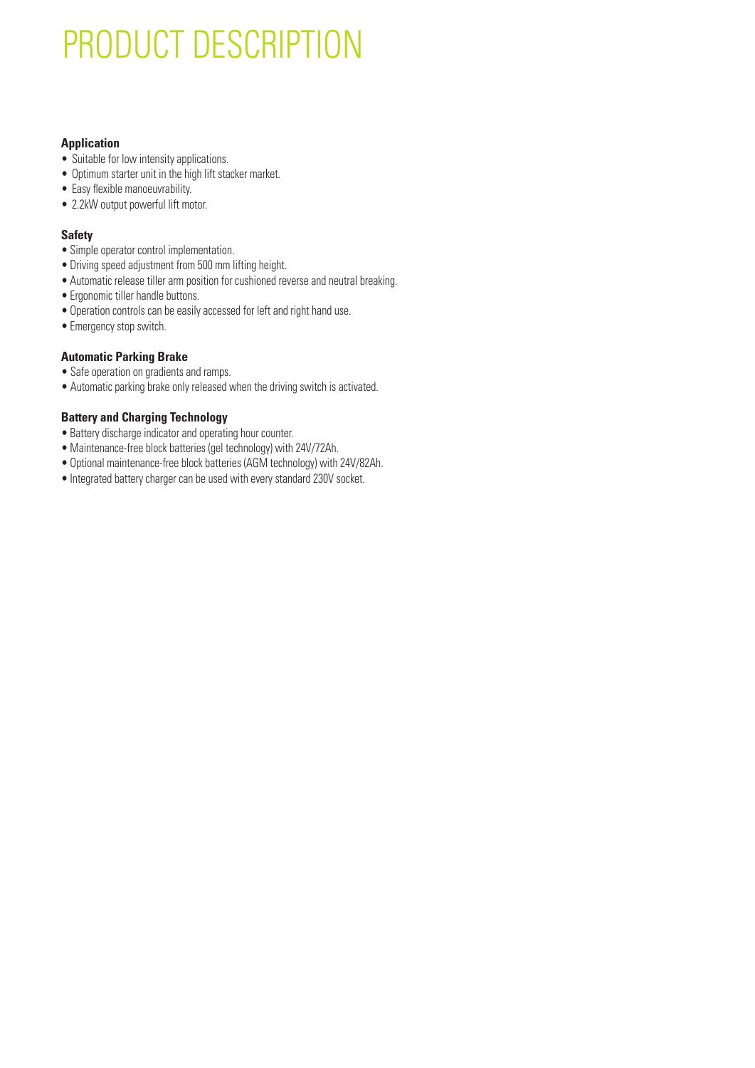# PRODUCT DESCRIPTION

**Application**

- Suitable for low intensity applications.
- Optimum starter unit in the high lift stacker market.
- Easy flexible manoeuvrability.
- 2.2kW output powerful lift motor.

**Safety**

- Simple operator control implementation.
- Driving speed adjustment from 500 mm lifting height.
- Automatic release tiller arm position for cushioned reverse and neutral breaking.
- Ergonomic tiller handle buttons.
- Operation controls can be easily accessed for left and right hand use.
- Emergency stop switch.

**Automatic Parking Brake**

- Safe operation on gradients and ramps.
- Automatic parking brake only released when the driving switch is activated.

**Battery and Charging Technology**

- Battery discharge indicator and operating hour counter.
- Maintenance-free block batteries (gel technology) with 24V/72Ah.
- Optional maintenance-free block batteries (AGM technology) with 24V/82Ah.
- Integrated battery charger can be used with every standard 230V socket.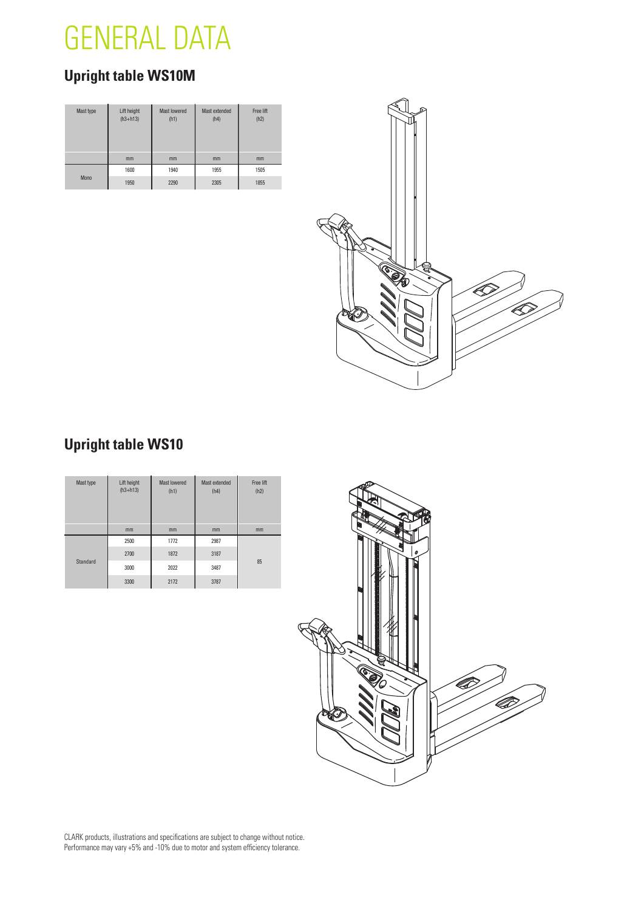# GENERAL DATA

## Upright table WS10M

| Mast type | Lift height (h3+h13) | Mast lowered (h1) | Mast extended (h4) | Free lift (h2) |
|---|---|---|---|---|
| | mm | mm | mm | mm |
| Mono | 1600 | 1940 | 1955 | 1505 |
| | 1950 | 2290 | 2305 | 1855 |

## Upright table WS10

| Mast type | Lift height (h3+h13) | Mast lowered (h1) | Mast extended (h4) | Free lift (h2) |
|---|---|---|---|---|
| | mm | mm | mm | mm |
| Standard | 2500 | 1772 | 2987 | 85 |
| | 2700 | 1872 | 3187 | |
| | 3000 | 2022 | 3487 | |
| | 3300 | 2172 | 3787 | |

CLARK products, illustrations and specifications are subject to change without notice.
Performance may vary +5% and -10% due to motor and system efficiency tolerance.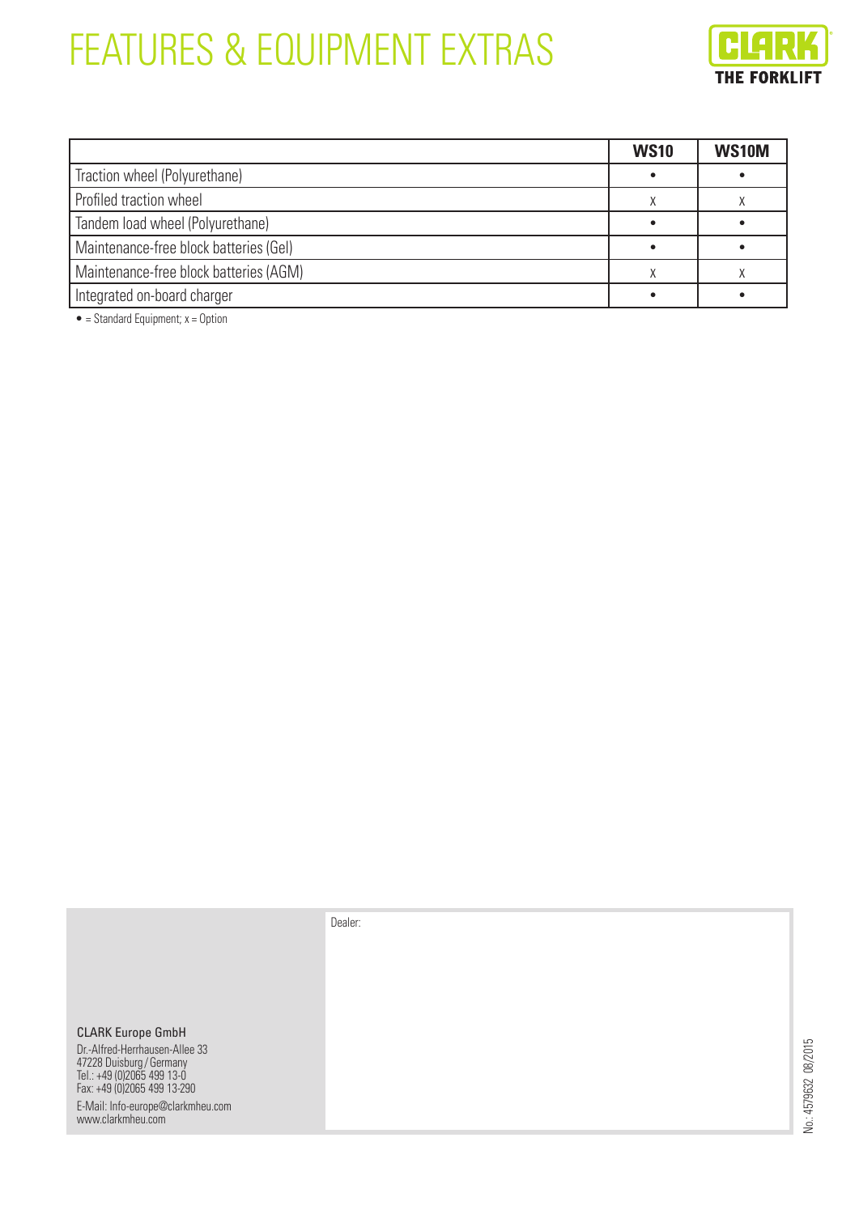# FEATURES & EQUIPMENT EXTRAS

| | WS10 | WS10M |
|---|---|---|
| Traction wheel (Polyurethane) | • | • |
| Profiled traction wheel | x | x |
| Tandem load wheel (Polyurethane) | • | • |
| Maintenance-free block batteries (Gel) | • | • |
| Maintenance-free block batteries (AGM) | x | x |
| Integrated on-board charger | • | • |

• = Standard Equipment; x = Option

Dealer:

CLARK Europe GmbH
Dr.-Alfred-Herrhausen-Allee 33
47228 Duisburg / Germany
Tel.: +49 (0)2065 499 13-0
Fax: +49 (0)2065 499 13-290
E-Mail: Info-europe@clarkmheu.com
www.clarkmheu.com

No.: 4579632 08/2015